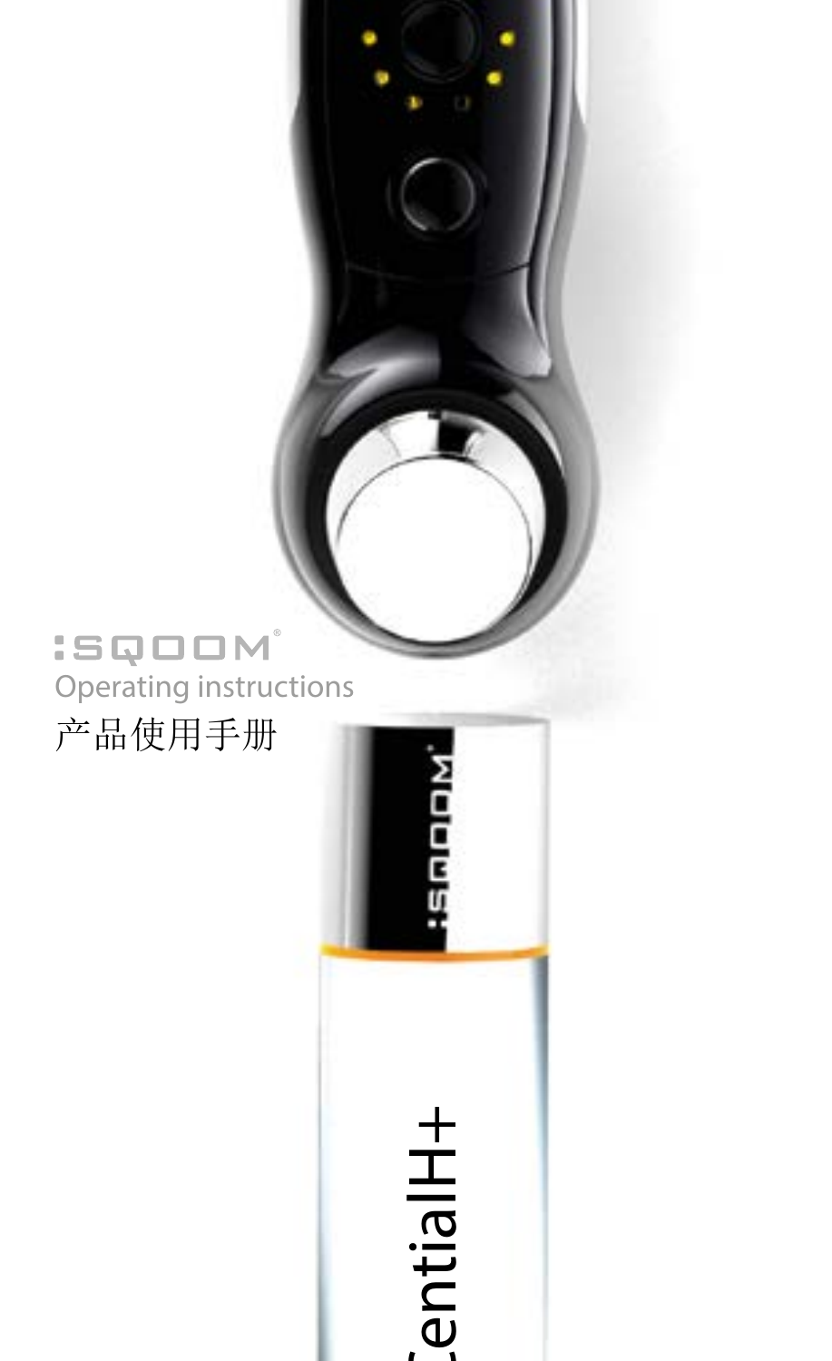# :SQOOM®

Operating instructions

产品使用手册

EssentialH+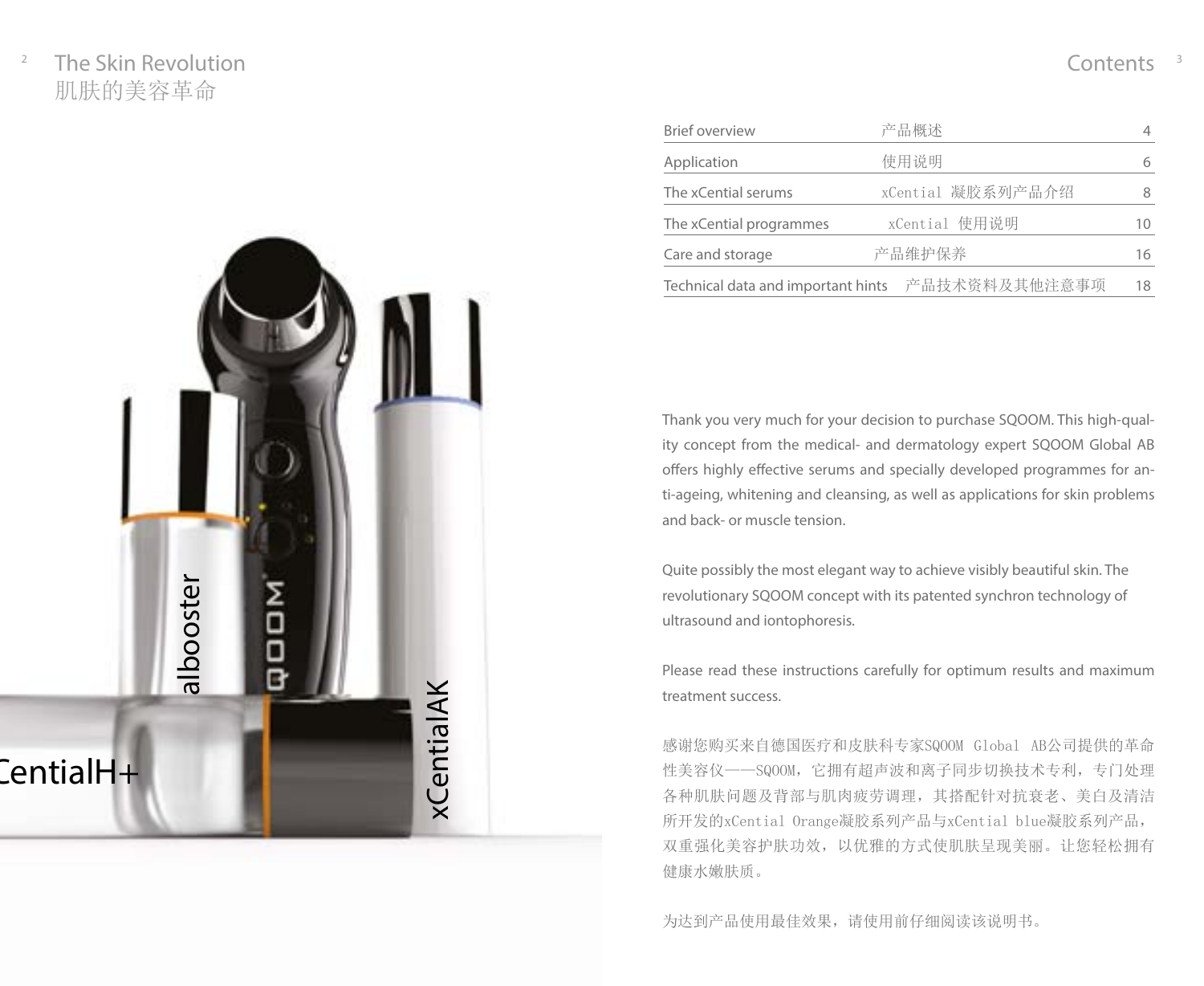# The Skin Revolution
# 肌肤的美容革命

# Contents

| | | |
|---|---|---|
| Brief overview | 产品概述 | 4 |
| Application | 使用说明 | 6 |
| The xCential serums | xCential 凝胶系列产品介绍 | 8 |
| The xCential programmes | xCential 使用说明 | 10 |
| Care and storage | 产品维护保养 | 16 |
| Technical data and important hints | 产品技术资料及其他注意事项 | 18 |

Thank you very much for your decision to purchase SQOOM. This high-quality concept from the medical- and dermatology expert SQOOM Global AB offers highly effective serums and specially developed programmes for anti-ageing, whitening and cleansing, as well as applications for skin problems and back- or muscle tension.

Quite possibly the most elegant way to achieve visibly beautiful skin. The revolutionary SQOOM concept with its patented synchron technology of ultrasound and iontophoresis.

Please read these instructions carefully for optimum results and maximum treatment success.

感谢您购买来自德国医疗和皮肤科专家SQOOM Global AB公司提供的革命性美容仪——SQOOM，它拥有超声波和离子同步切换技术专利，专门处理各种肌肤问题及背部与肌肉疲劳调理，其搭配针对抗衰老、美白及清洁所开发的xCential Orange凝胶系列产品与xCential blue凝胶系列产品，双重强化美容护肤功效，以优雅的方式使肌肤呈现美丽。让您轻松拥有健康水嫩肤质。

为达到产品使用最佳效果，请使用前仔细阅读该说明书。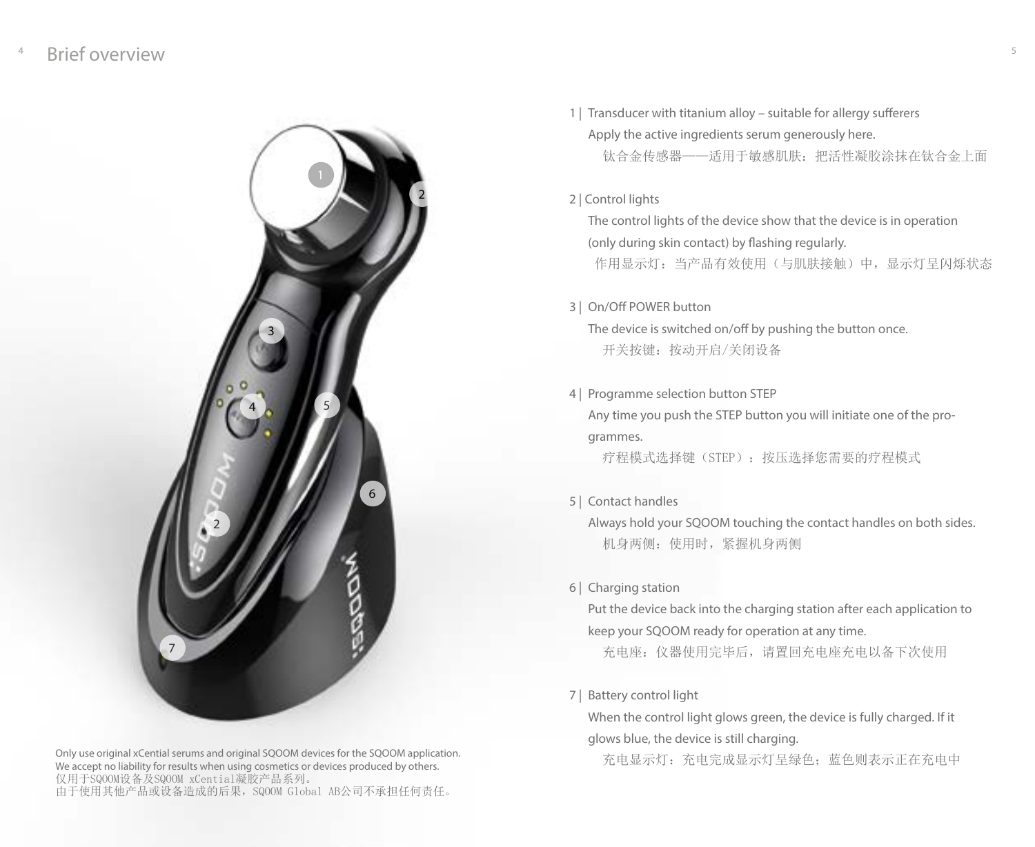# Brief overview

1 | Transducer with titanium alloy – suitable for allergy sufferers
Apply the active ingredients serum generously here.
钛合金传感器——适用于敏感肌肤：把活性凝胶涂抹在钛合金上面

2 | Control lights
The control lights of the device show that the device is in operation (only during skin contact) by flashing regularly.
作用显示灯：当产品有效使用（与肌肤接触）中，显示灯呈闪烁状态

3 | On/Off POWER button
The device is switched on/off by pushing the button once.
开关按键：按动开启/关闭设备

4 | Programme selection button STEP
Any time you push the STEP button you will initiate one of the programmes.
疗程模式选择键（STEP）：按压选择您需要的疗程模式

5 | Contact handles
Always hold your SQOOM touching the contact handles on both sides.
机身两侧：使用时，紧握机身两侧

6 | Charging station
Put the device back into the charging station after each application to keep your SQOOM ready for operation at any time.
充电座：仪器使用完毕后，请置回充电座充电以备下次使用

7 | Battery control light
When the control light glows green, the device is fully charged. If it glows blue, the device is still charging.
充电显示灯：充电完成显示灯呈绿色；蓝色则表示正在充电中

Only use original xCential serums and original SQOOM devices for the SQOOM application.
We accept no liability for results when using cosmetics or devices produced by others.
仅用于SQOOM设备及SQOOM xCential凝胶产品系列。
由于使用其他产品或设备造成的后果，SQOOM Global AB公司不承担任何责任。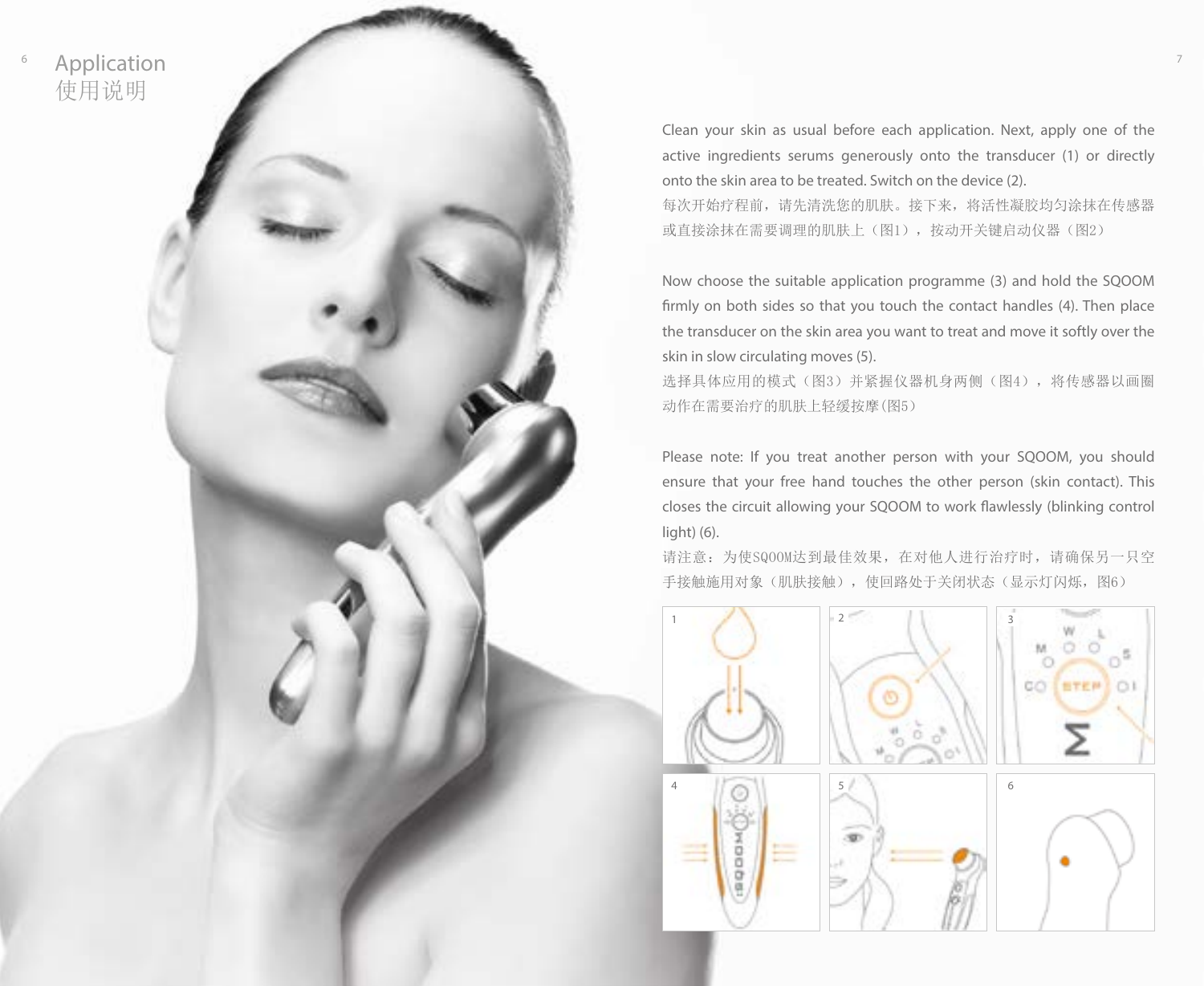# Application
# 使用说明

Clean your skin as usual before each application. Next, apply one of the active ingredients serums generously onto the transducer (1) or directly onto the skin area to be treated. Switch on the device (2).

每次开始疗程前，请先清洗您的肌肤。接下来，将活性凝胶均匀涂抹在传感器或直接涂抹在需要调理的肌肤上（图1），按动开关键启动仪器（图2）

Now choose the suitable application programme (3) and hold the SQOOM firmly on both sides so that you touch the contact handles (4). Then place the transducer on the skin area you want to treat and move it softly over the skin in slow circulating moves (5).

选择具体应用的模式（图3）并紧握仪器机身两侧（图4），将传感器以画圈动作在需要治疗的肌肤上轻缓按摩(图5)

Please note: If you treat another person with your SQOOM, you should ensure that your free hand touches the other person (skin contact). This closes the circuit allowing your SQOOM to work flawlessly (blinking control light) (6).

请注意：为使SQOOM达到最佳效果，在对他人进行治疗时，请确保另一只空手接触施用对象（肌肤接触），使回路处于关闭状态（显示灯闪烁，图6）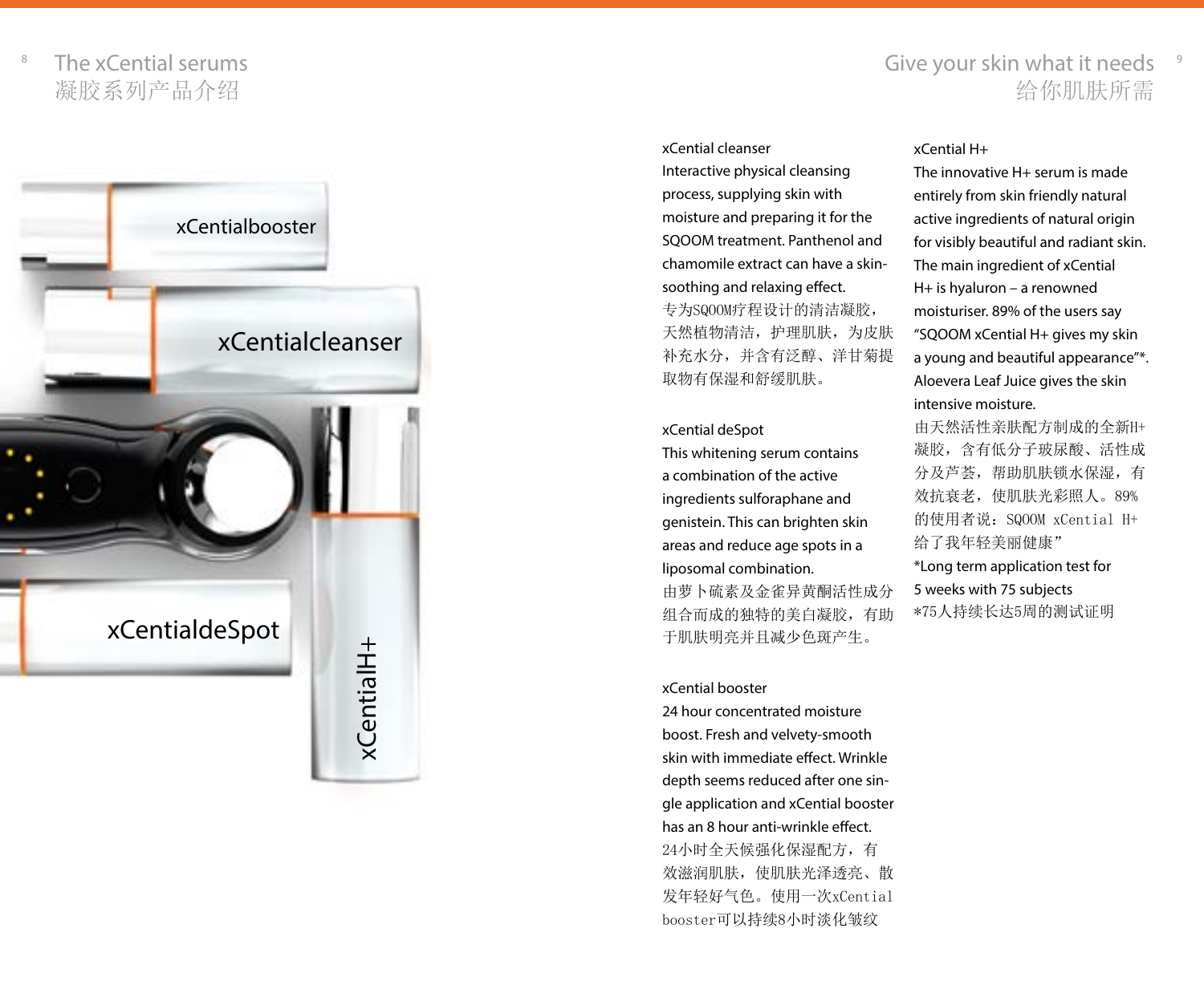# The xCential serums
# 凝胶系列产品介绍

xCentialbooster

xCentialcleanser

xCentialdeSpot

xCentialH+

# Give your skin what it needs
# 给你肌肤所需

**xCential cleanser**

Interactive physical cleansing process, supplying skin with moisture and preparing it for the SQOOM treatment. Panthenol and chamomile extract can have a skin-soothing and relaxing effect.

专为SQOOM疗程设计的清洁凝胶，天然植物清洁，护理肌肤，为皮肤补充水分，并含有泛醇、洋甘菊提取物有保湿和舒缓肌肤。

**xCential deSpot**

This whitening serum contains a combination of the active ingredients sulforaphane and genistein. This can brighten skin areas and reduce age spots in a liposomal combination.

由萝卜硫素及金雀异黄酮活性成分组合而成的独特的美白凝胶，有助于肌肤明亮并且减少色斑产生。

**xCential booster**

24 hour concentrated moisture boost. Fresh and velvety-smooth skin with immediate effect. Wrinkle depth seems reduced after one single application and xCential booster has an 8 hour anti-wrinkle effect.

24小时全天候强化保湿配方，有效滋润肌肤，使肌肤光泽透亮、散发年轻好气色。使用一次xCential booster可以持续8小时淡化皱纹

**xCential H+**

The innovative H+ serum is made entirely from skin friendly natural active ingredients of natural origin for visibly beautiful and radiant skin. The main ingredient of xCential H+ is hyaluron – a renowned moisturiser. 89% of the users say "SQOOM xCential H+ gives my skin a young and beautiful appearance"*. Aloevera Leaf Juice gives the skin intensive moisture.

由天然活性亲肤配方制成的全新H+凝胶，含有低分子玻尿酸、活性成分及芦荟，帮助肌肤锁水保湿，有效抗衰老，使肌肤光彩照人。89%的使用者说：SQOOM xCential H+给了我年轻美丽健康"

*Long term application test for 5 weeks with 75 subjects

*75人持续长达5周的测试证明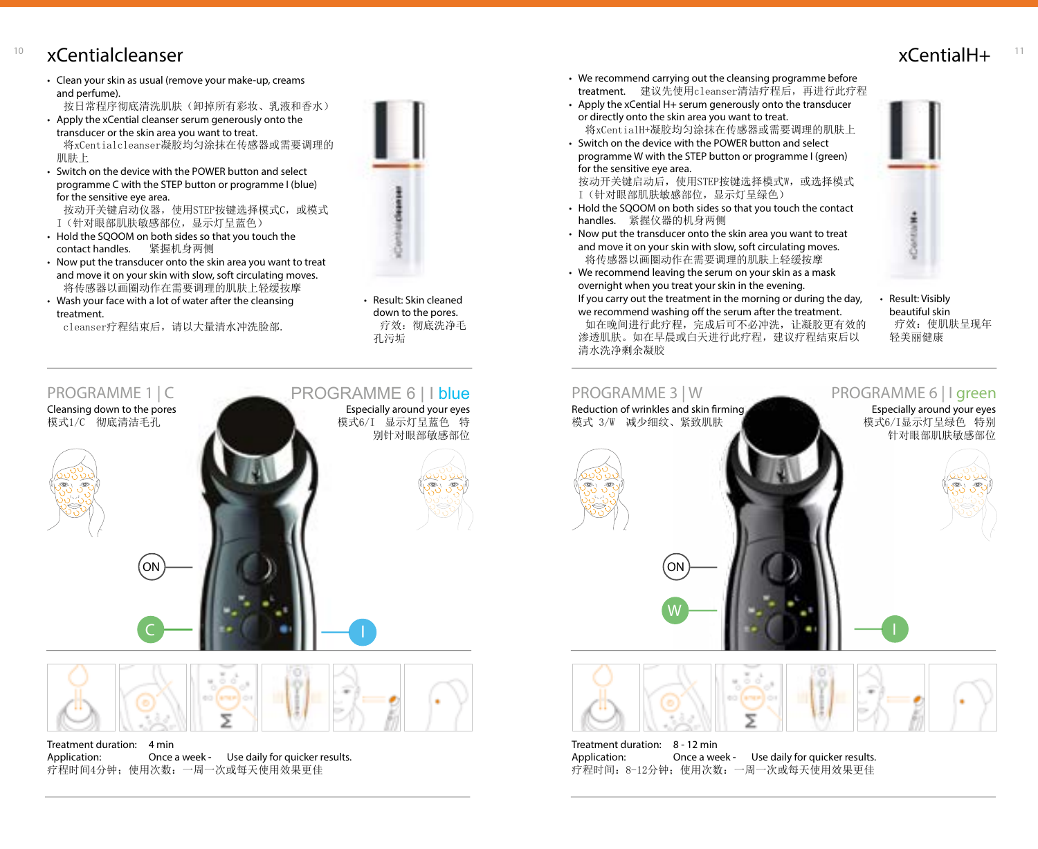# xCentialcleanser

- Clean your skin as usual (remove your make-up, creams and perfume).
  按日常程序彻底清洗肌肤（卸掉所有彩妆、乳液和香水）
- Apply the xCential cleanser serum generously onto the transducer or the skin area you want to treat.
  将xCentialcleanser凝胶均匀涂抹在传感器或需要调理的肌肤上
- Switch on the device with the POWER button and select programme C with the STEP button or programme I (blue) for the sensitive eye area.
  按动开关键启动仪器，使用STEP按键选择模式C，或模式I（针对眼部肌肤敏感部位，显示灯呈蓝色）
- Hold the SQOOM on both sides so that you touch the contact handles. 紧握机身两侧
- Now put the transducer onto the skin area you want to treat and move it on your skin with slow, soft circulating moves.
  将传感器以画圈动作在需要调理的肌肤上轻缓按摩
- Wash your face with a lot of water after the cleansing treatment.
  cleanser疗程结束后，请以大量清水冲洗脸部.

- Result: Skin cleaned down to the pores.
  疗效：彻底洗净毛孔污垢

## PROGRAMME 1 | C

Cleansing down to the pores
模式1/C　彻底清洁毛孔

## PROGRAMME 6 | I blue

Especially around your eyes
模式6/I　显示灯呈蓝色　特别针对眼部敏感部位

ON

C

I

Treatment duration: 4 min
Application: Once a week - Use daily for quicker results.
疗程时间4分钟；使用次数：一周一次或每天使用效果更佳

# xCentialH+

- We recommend carrying out the cleansing programme before treatment. 建议先使用cleanser清洁疗程后，再进行此疗程
- Apply the xCential H+ serum generously onto the transducer or directly onto the skin area you want to treat.
  将xCentialH+凝胶均匀涂抹在传感器或需要调理的肌肤上
- Switch on the device with the POWER button and select programme W with the STEP button or programme I (green) for the sensitive eye area.
  按动开关键启动后，使用STEP按键选择模式W，或选择模式I（针对眼部肌肤敏感部位，显示灯呈绿色）
- Hold the SQOOM on both sides so that you touch the contact handles. 紧握仪器的机身两侧
- Now put the transducer onto the skin area you want to treat and move it on your skin with slow, soft circulating moves.
  将传感器以画圈动作在需要调理的肌肤上轻缓按摩
- We recommend leaving the serum on your skin as a mask overnight when you treat your skin in the evening.
  If you carry out the treatment in the morning or during the day, we recommend washing off the serum after the treatment.
  如在晚间进行此疗程，完成后可不必冲洗，让凝胶更有效的渗透肌肤。如在早晨或白天进行此疗程，建议疗程结束后以清水洗净剩余凝胶

- Result: Visibly beautiful skin
  疗效：使肌肤呈现年轻美丽健康

## PROGRAMME 3 | W

Reduction of wrinkles and skin firming
模式 3/W　减少细纹、紧致肌肤

## PROGRAMME 6 | I green

Especially around your eyes
模式6/I显示灯呈绿色　特别针对眼部肌肤敏感部位

ON

W

I

Treatment duration: 8 - 12 min
Application: Once a week - Use daily for quicker results.
疗程时间：8-12分钟；使用次数：一周一次或每天使用效果更佳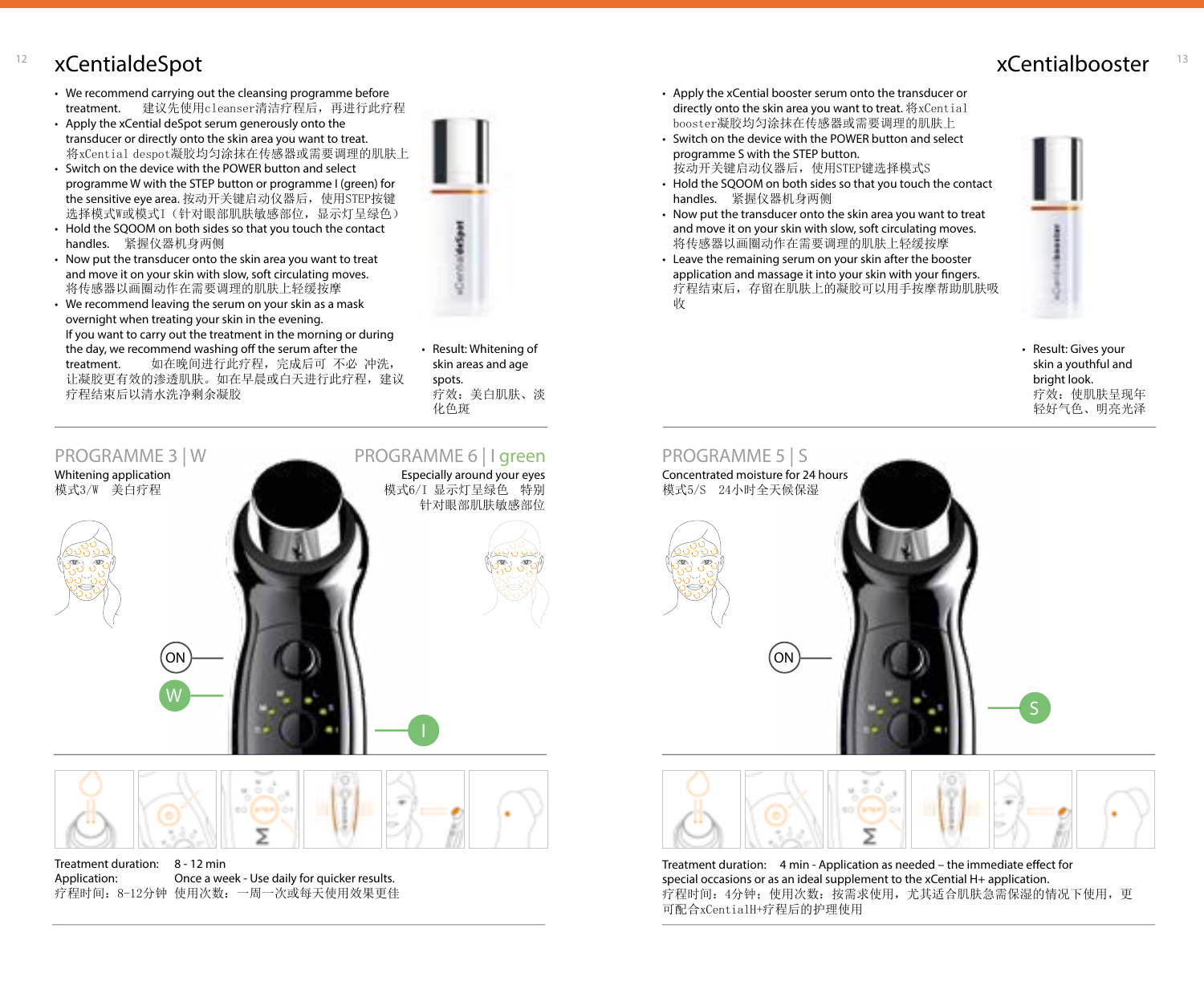# xCentialdeSpot

- We recommend carrying out the cleansing programme before treatment. 建议先使用cleanser清洁疗程后，再进行此疗程
- Apply the xCential deSpot serum generously onto the transducer or directly onto the skin area you want to treat. 将xCential despot凝胶均匀涂抹在传感器或需要调理的肌肤上
- Switch on the device with the POWER button and select programme W with the STEP button or programme I (green) for the sensitive eye area. 按动开关键启动仪器后，使用STEP按键选择模式W或模式I（针对眼部肌肤敏感部位，显示灯呈绿色）
- Hold the SQOOM on both sides so that you touch the contact handles. 紧握仪器机身两侧
- Now put the transducer onto the skin area you want to treat and move it on your skin with slow, soft circulating moves. 将传感器以画圈动作在需要调理的肌肤上轻缓按摩
- We recommend leaving the serum on your skin as a mask overnight when treating your skin in the evening. If you want to carry out the treatment in the morning or during the day, we recommend washing off the serum after the treatment. 如在晚间进行此疗程，完成后可 不必 冲洗，让凝胶更有效的渗透肌肤。如在早晨或白天进行此疗程，建议疗程结束后以清水洗净剩余凝胶

- Result: Whitening of skin areas and age spots. 疗效：美白肌肤、淡化色斑

## PROGRAMME 3 | W

Whitening application
模式3/W 美白疗程

## PROGRAMME 6 | I green

Especially around your eyes
模式6/I 显示灯呈绿色 特别针对眼部肌肤敏感部位

ON
W
I

Treatment duration: 8 - 12 min
Application: Once a week - Use daily for quicker results.
疗程时间：8-12分钟 使用次数：一周一次或每天使用效果更佳

# xCentialbooster

- Apply the xCential booster serum onto the transducer or directly onto the skin area you want to treat. 将xCential booster凝胶均匀涂抹在传感器或需要调理的肌肤上
- Switch on the device with the POWER button and select programme S with the STEP button. 按动开关键启动仪器后，使用STEP键选择模式S
- Hold the SQOOM on both sides so that you touch the contact handles. 紧握仪器机身两侧
- Now put the transducer onto the skin area you want to treat and move it on your skin with slow, soft circulating moves. 将传感器以画圈动作在需要调理的肌肤上轻缓按摩
- Leave the remaining serum on your skin after the booster application and massage it into your skin with your fingers. 疗程结束后，存留在肌肤上的凝胶可以用手按摩帮助肌肤吸收

- Result: Gives your skin a youthful and bright look. 疗效：使肌肤呈现年轻好气色、明亮光泽

## PROGRAMME 5 | S

Concentrated moisture for 24 hours
模式5/S 24小时全天候保湿

ON
S

Treatment duration: 4 min - Application as needed – the immediate effect for special occasions or as an ideal supplement to the xCential H+ application.
疗程时间：4分钟；使用次数：按需求使用，尤其适合肌肤急需保湿的情况下使用，更可配合xCentialH+疗程后的护理使用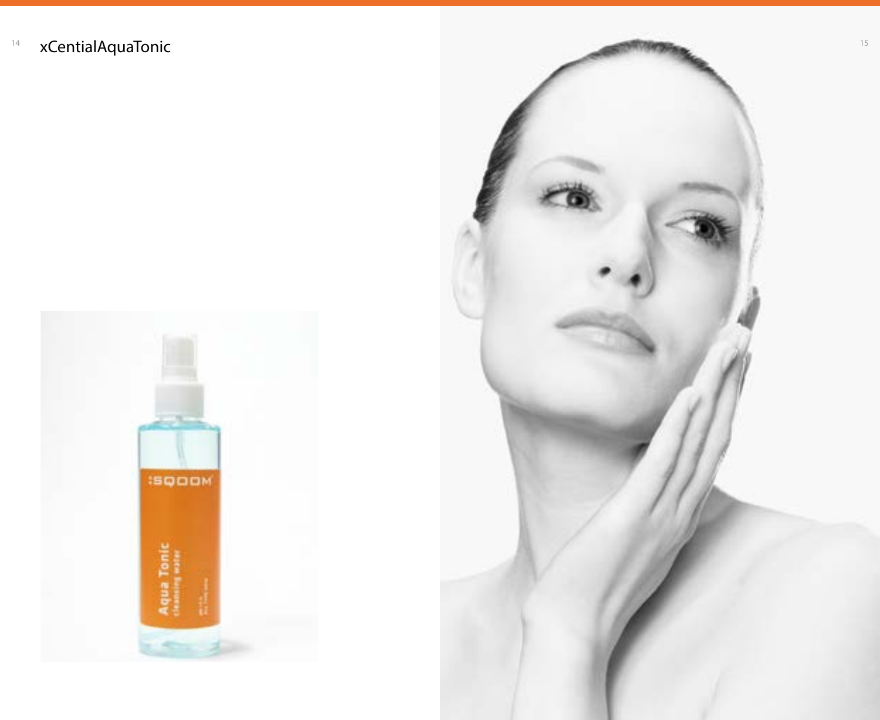# xCentialAquaTonic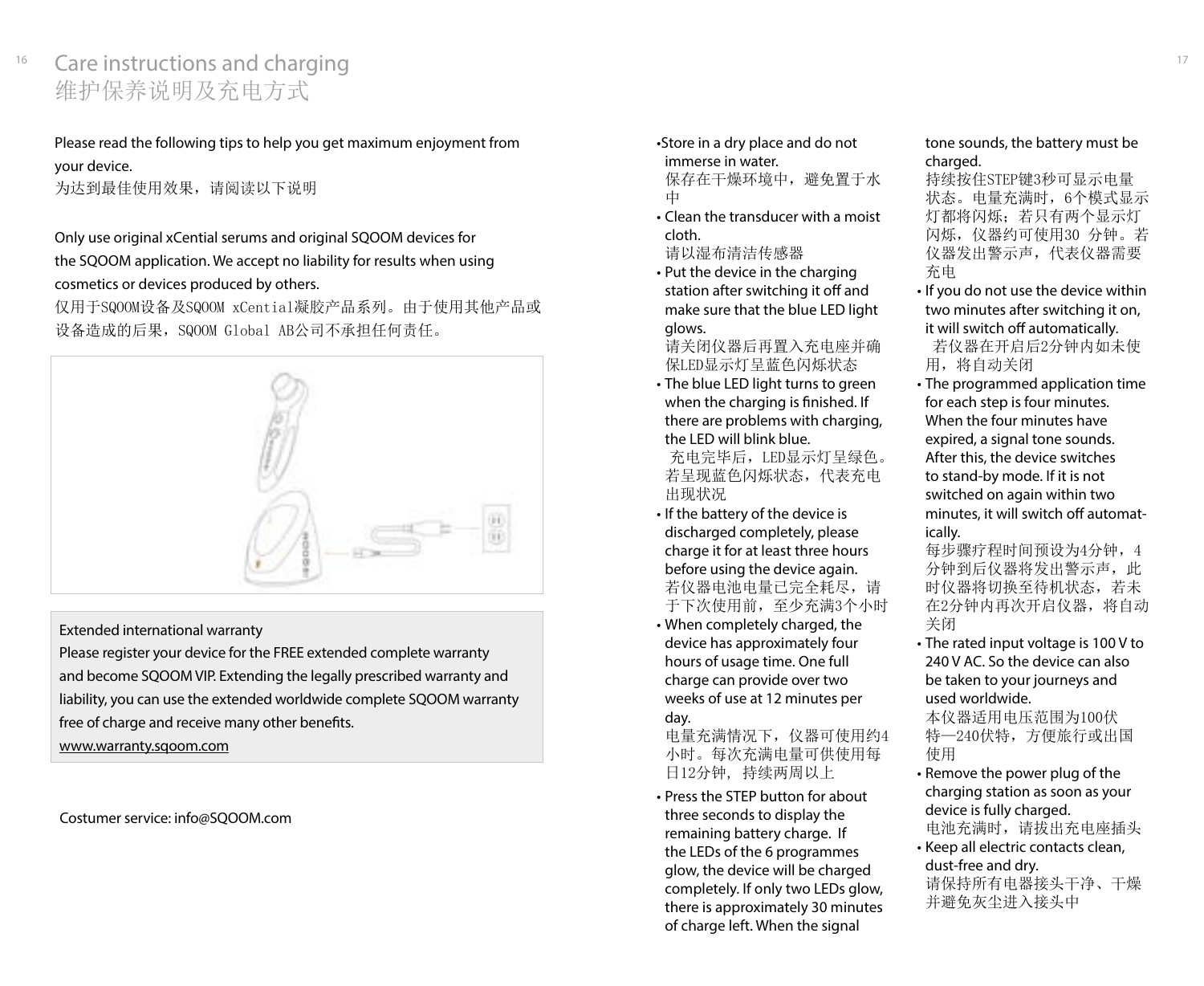# Care instructions and charging
# 维护保养说明及充电方式

Please read the following tips to help you get maximum enjoyment from your device.
为达到最佳使用效果，请阅读以下说明

Only use original xCential serums and original SQOOM devices for the SQOOM application. We accept no liability for results when using cosmetics or devices produced by others.
仅用于SQOOM设备及SQOOM xCential凝胶产品系列。由于使用其他产品或设备造成的后果，SQOOM Global AB公司不承担任何责任。

Extended international warranty
Please register your device for the FREE extended complete warranty and become SQOOM VIP. Extending the legally prescribed warranty and liability, you can use the extended worldwide complete SQOOM warranty free of charge and receive many other benefits.
www.warranty.sqoom.com

Costumer service: info@SQOOM.com

- Store in a dry place and do not immerse in water.
  保存在干燥环境中，避免置于水中
- Clean the transducer with a moist cloth.
  请以湿布清洁传感器
- Put the device in the charging station after switching it off and make sure that the blue LED light glows.
  请关闭仪器后再置入充电座并确保LED显示灯呈蓝色闪烁状态
- The blue LED light turns to green when the charging is finished. If there are problems with charging, the LED will blink blue.
  充电完毕后，LED显示灯呈绿色。若呈现蓝色闪烁状态，代表充电出现状况
- If the battery of the device is discharged completely, please charge it for at least three hours before using the device again.
  若仪器电池电量已完全耗尽，请于下次使用前，至少充满3个小时
- When completely charged, the device has approximately four hours of usage time. One full charge can provide over two weeks of use at 12 minutes per day.
  电量充满情况下，仪器可使用约4小时。每次充满电量可供使用每日12分钟，持续两周以上
- Press the STEP button for about three seconds to display the remaining battery charge. If the LEDs of the 6 programmes glow, the device will be charged completely. If only two LEDs glow, there is approximately 30 minutes of charge left. When the signal tone sounds, the battery must be charged.
  持续按住STEP键3秒可显示电量状态。电量充满时，6个模式显示灯都将闪烁；若只有两个显示灯闪烁，仪器约可使用30 分钟。若仪器发出警示声，代表仪器需要充电
- If you do not use the device within two minutes after switching it on, it will switch off automatically.
  若仪器在开启后2分钟内如未使用，将自动关闭
- The programmed application time for each step is four minutes. When the four minutes have expired, a signal tone sounds. After this, the device switches to stand-by mode. If it is not switched on again within two minutes, it will switch off automatically.
  每步骤疗程时间预设为4分钟，4分钟到后仪器将发出警示声，此时仪器将切换至待机状态，若未在2分钟内再次开启仪器，将自动关闭
- The rated input voltage is 100 V to 240 V AC. So the device can also be taken to your journeys and used worldwide.
  本仪器适用电压范围为100伏特—240伏特，方便旅行或出国使用
- Remove the power plug of the charging station as soon as your device is fully charged.
  电池充满时，请拔出充电座插头
- Keep all electric contacts clean, dust-free and dry.
  请保持所有电器接头干净、干燥并避免灰尘进入接头中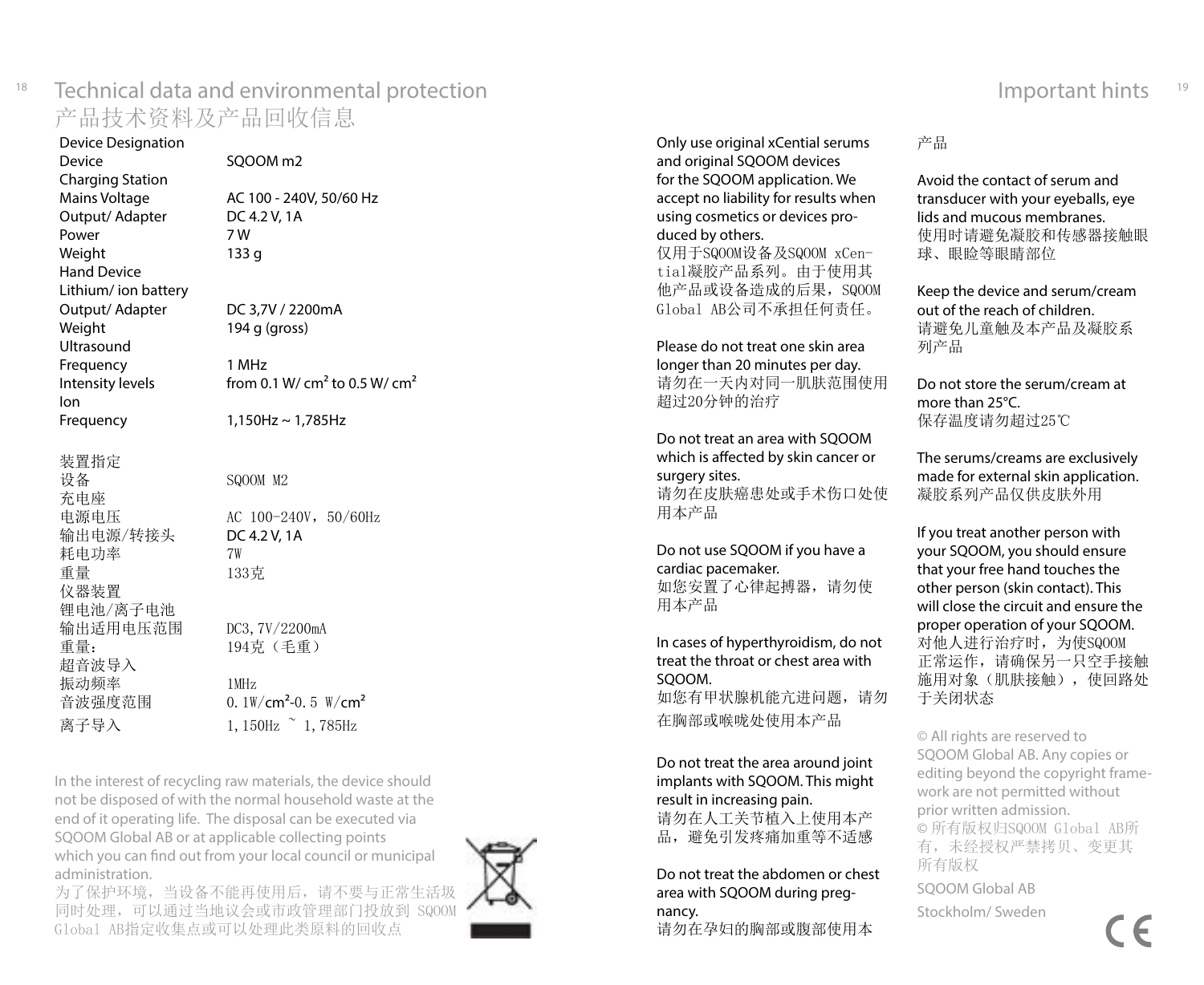# Technical data and environmental protection

# 产品技术资料及产品回收信息

| Device Designation | |
|---|---|
| Device | SQOOM m2 |
| Charging Station | |
| Mains Voltage | AC 100 - 240V, 50/60 Hz |
| Output/ Adapter | DC 4.2 V, 1A |
| Power | 7 W |
| Weight | 133 g |
| Hand Device | |
| Lithium/ ion battery | |
| Output/ Adapter | DC 3,7V / 2200mA |
| Weight | 194 g (gross) |
| Ultrasound | |
| Frequency | 1 MHz |
| Intensity levels | from 0.1 W/ cm² to 0.5 W/ cm² |
| Ion | |
| Frequency | 1,150Hz ~ 1,785Hz |

| 装置指定 | |
|---|---|
| 设备 | SQOOM M2 |
| 充电座 | |
| 电源电压 | AC 100-240V，50/60Hz |
| 输出电源/转接头 | DC 4.2 V, 1A |
| 耗电功率 | 7W |
| 重量 | 133克 |
| 仪器装置 | |
| 锂电池/离子电池 | |
| 输出适用电压范围 | DC3,7V/2200mA |
| 重量： | 194克（毛重） |
| 超音波导入 | |
| 振动频率 | 1MHz |
| 音波强度范围 | 0.1W/cm²-0.5 W/cm² |
| 离子导入 | 1,150Hz ~ 1,785Hz |

In the interest of recycling raw materials, the device should not be disposed of with the normal household waste at the end of it operating life. The disposal can be executed via SQOOM Global AB or at applicable collecting points which you can find out from your local council or municipal administration.

为了保护环境，当设备不能再使用后，请不要与正常生活垃圾同时处理，可以通过当地议会或市政管理部门投放到 SQOOM Global AB指定收集点或可以处理此类原料的回收点

# Important hints

Only use original xCential serums and original SQOOM devices for the SQOOM application. We accept no liability for results when using cosmetics or devices produced by others.
仅用于SQOOM设备及SQOOM xCential凝胶产品系列。由于使用其他产品或设备造成的后果，SQOOM Global AB公司不承担任何责任。

Please do not treat one skin area longer than 20 minutes per day.
请勿在一天内对同一肌肤范围使用超过20分钟的治疗

Do not treat an area with SQOOM which is affected by skin cancer or surgery sites.
请勿在皮肤癌患处或手术伤口处使用本产品

Do not use SQOOM if you have a cardiac pacemaker.
如您安置了心律起搏器，请勿使用本产品

In cases of hyperthyroidism, do not treat the throat or chest area with SQOOM.
如您有甲状腺机能亢进问题，请勿在胸部或喉咙处使用本产品

Do not treat the area around joint implants with SQOOM. This might result in increasing pain.
请勿在人工关节植入上使用本产品，避免引发疼痛加重等不适感

Do not treat the abdomen or chest area with SQOOM during pregnancy.
请勿在孕妇的胸部或腹部使用本产品

Avoid the contact of serum and transducer with your eyeballs, eye lids and mucous membranes.
使用时请避免凝胶和传感器接触眼球、眼睑等眼睛部位

Keep the device and serum/cream out of the reach of children.
请避免儿童触及本产品及凝胶系列产品

Do not store the serum/cream at more than 25°C.
保存温度请勿超过25℃

The serums/creams are exclusively made for external skin application.
凝胶系列产品仅供皮肤外用

If you treat another person with your SQOOM, you should ensure that your free hand touches the other person (skin contact). This will close the circuit and ensure the proper operation of your SQOOM.
对他人进行治疗时，为使SQOOM正常运作，请确保另一只空手接触施用对象（肌肤接触），使回路处于关闭状态

© All rights are reserved to SQOOM Global AB. Any copies or editing beyond the copyright framework are not permitted without prior written admission.
© 所有版权归SQOOM Global AB所有，未经授权严禁拷贝、变更其所有版权

SQOOM Global AB

Stockholm/ Sweden

CE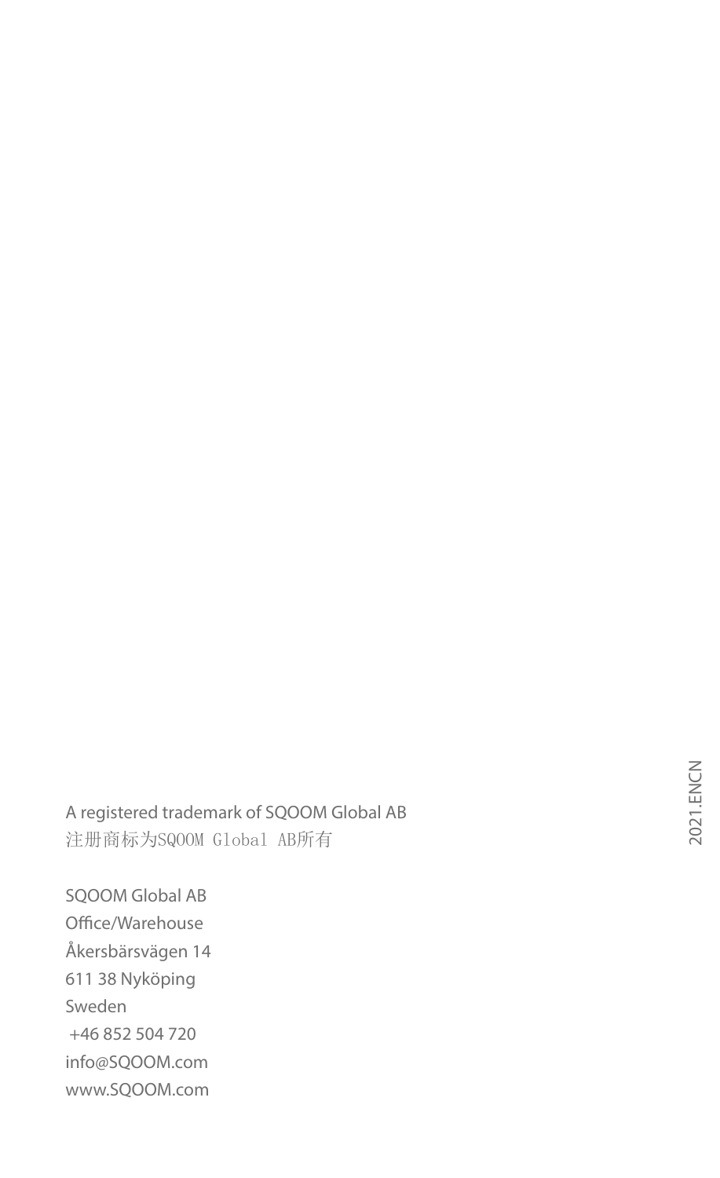A registered trademark of SQOOM Global AB
注册商标为SQOOM Global AB所有

SQOOM Global AB
Office/Warehouse
Åkersbärsvägen 14
611 38 Nyköping
Sweden
+46 852 504 720
info@SQOOM.com
www.SQOOM.com

2021.ENCN